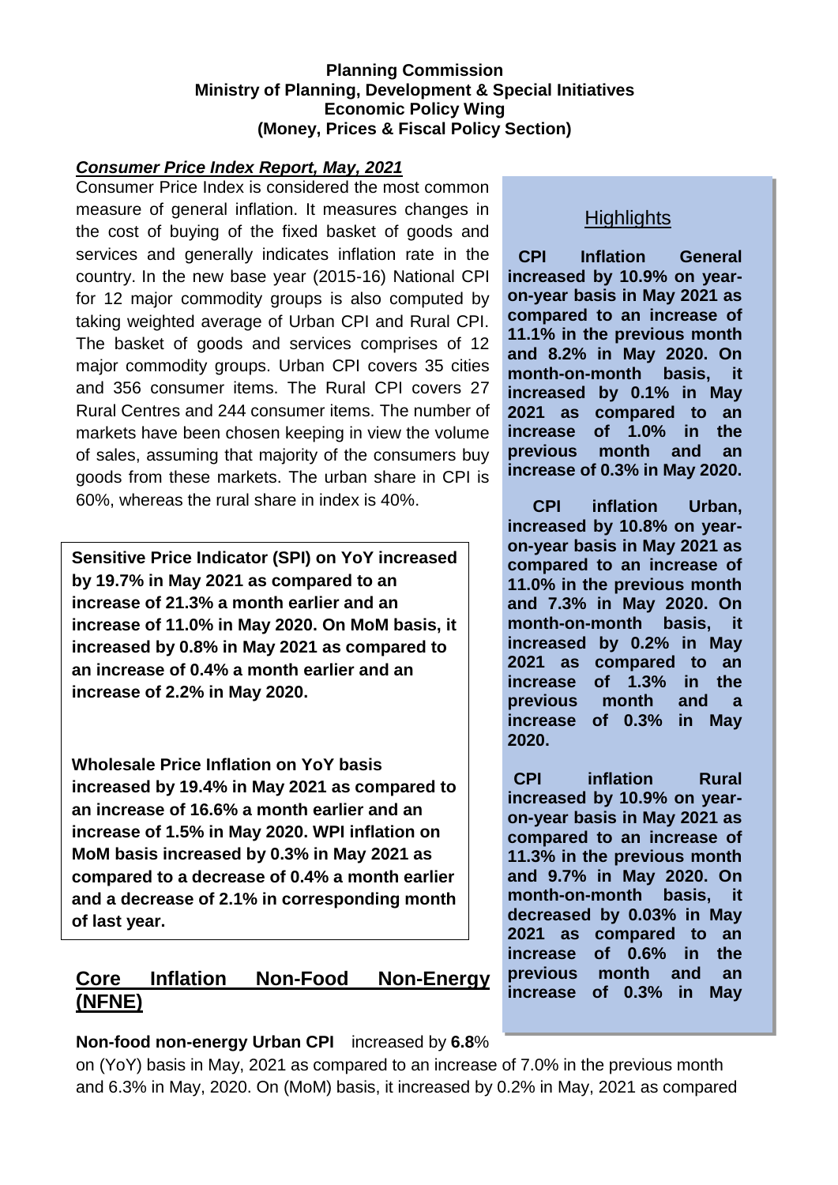**Planning Commission**
**Ministry of Planning, Development & Special Initiatives**
**Economic Policy Wing**
**(Money, Prices & Fiscal Policy Section)**

***Consumer Price Index Report, May, 2021***

Consumer Price Index is considered the most common measure of general inflation. It measures changes in the cost of buying of the fixed basket of goods and services and generally indicates inflation rate in the country. In the new base year (2015-16) National CPI for 12 major commodity groups is also computed by taking weighted average of Urban CPI and Rural CPI. The basket of goods and services comprises of 12 major commodity groups. Urban CPI covers 35 cities and 356 consumer items. The Rural CPI covers 27 Rural Centres and 244 consumer items. The number of markets have been chosen keeping in view the volume of sales, assuming that majority of the consumers buy goods from these markets. The urban share in CPI is 60%, whereas the rural share in index is 40%.

## Highlights

**CPI Inflation General increased by 10.9% on year-on-year basis in May 2021 as compared to an increase of 11.1% in the previous month and 8.2% in May 2020. On month-on-month basis, it increased by 0.1% in May 2021 as compared to an increase of 1.0% in the previous month and an increase of 0.3% in May 2020.**

**CPI inflation Urban, increased by 10.8% on year-on-year basis in May 2021 as compared to an increase of 11.0% in the previous month and 7.3% in May 2020. On month-on-month basis, it increased by 0.2% in May 2021 as compared to an increase of 1.3% in the previous month and a increase of 0.3% in May 2020.**

**CPI inflation Rural increased by 10.9% on year-on-year basis in May 2021 as compared to an increase of 11.3% in the previous month and 9.7% in May 2020. On month-on-month basis, it decreased by 0.03% in May 2021 as compared to an increase of 0.6% in the previous month and an increase of 0.3% in May**

**Sensitive Price Indicator (SPI) on YoY increased by 19.7% in May 2021 as compared to an increase of 21.3% a month earlier and an increase of 11.0% in May 2020. On MoM basis, it increased by 0.8% in May 2021 as compared to an increase of 0.4% a month earlier and an increase of 2.2% in May 2020.**

**Wholesale Price Inflation on YoY basis increased by 19.4% in May 2021 as compared to an increase of 16.6% a month earlier and an increase of 1.5% in May 2020. WPI inflation on MoM basis increased by 0.3% in May 2021 as compared to a decrease of 0.4% a month earlier and a decrease of 2.1% in corresponding month of last year.**

## Core Inflation Non-Food Non-Energy (NFNE)

**Non-food non-energy Urban CPI** increased by **6.8**% on (YoY) basis in May, 2021 as compared to an increase of 7.0% in the previous month and 6.3% in May, 2020. On (MoM) basis, it increased by 0.2% in May, 2021 as compared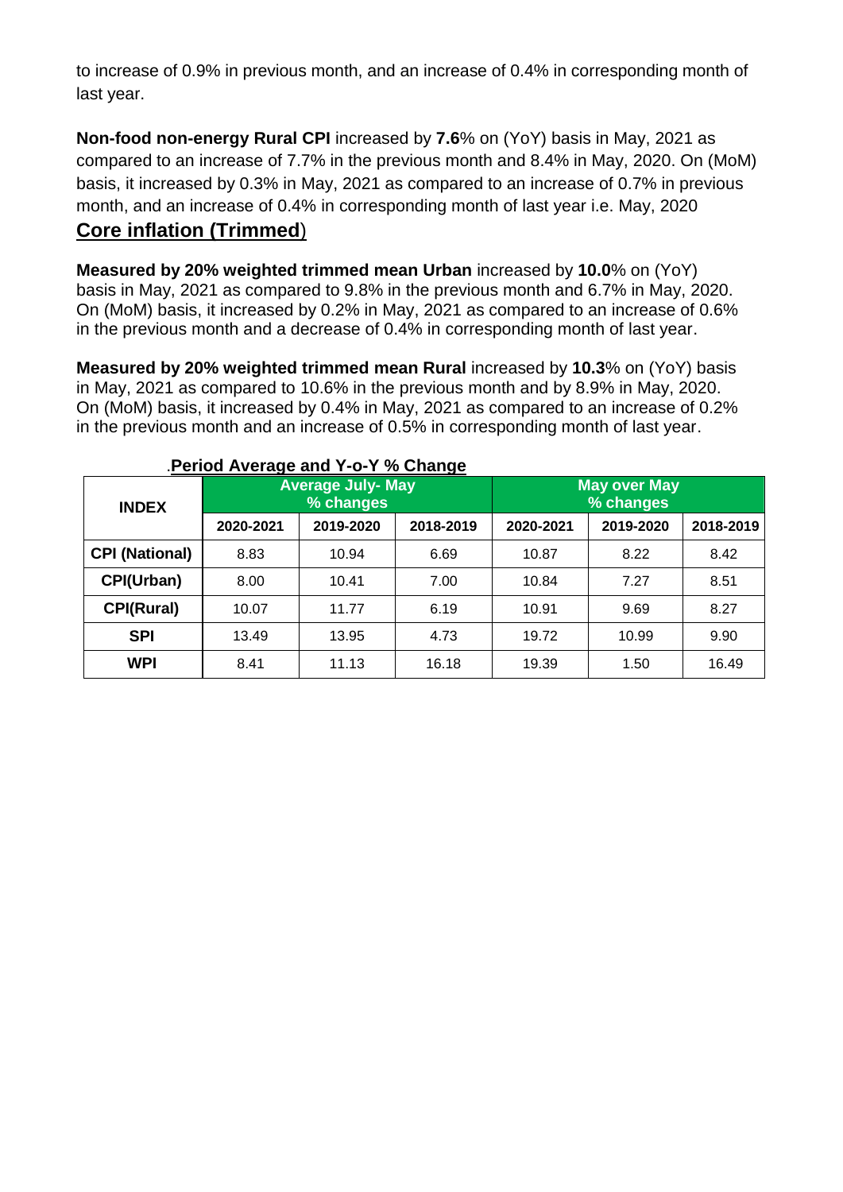to increase of 0.9% in previous month, and an increase of 0.4% in corresponding month of last year.

**Non-food non-energy Rural CPI** increased by **7.6**% on (YoY) basis in May, 2021 as compared to an increase of 7.7% in the previous month and 8.4% in May, 2020. On (MoM) basis, it increased by 0.3% in May, 2021 as compared to an increase of 0.7% in previous month, and an increase of 0.4% in corresponding month of last year i.e. May, 2020

## Core inflation (Trimmed)

**Measured by 20% weighted trimmed mean Urban** increased by **10.0**% on (YoY) basis in May, 2021 as compared to 9.8% in the previous month and 6.7% in May, 2020. On (MoM) basis, it increased by 0.2% in May, 2021 as compared to an increase of 0.6% in the previous month and a decrease of 0.4% in corresponding month of last year.

**Measured by 20% weighted trimmed mean Rural** increased by **10.3**% on (YoY) basis in May, 2021 as compared to 10.6% in the previous month and by 8.9% in May, 2020. On (MoM) basis, it increased by 0.4% in May, 2021 as compared to an increase of 0.2% in the previous month and an increase of 0.5% in corresponding month of last year.

**Period Average and Y-o-Y % Change**

| INDEX | Average July- May % changes | | | May over May % changes | | |
|---|---|---|---|---|---|---|
| | 2020-2021 | 2019-2020 | 2018-2019 | 2020-2021 | 2019-2020 | 2018-2019 |
| **CPI (National)** | 8.83 | 10.94 | 6.69 | 10.87 | 8.22 | 8.42 |
| **CPI(Urban)** | 8.00 | 10.41 | 7.00 | 10.84 | 7.27 | 8.51 |
| **CPI(Rural)** | 10.07 | 11.77 | 6.19 | 10.91 | 9.69 | 8.27 |
| **SPI** | 13.49 | 13.95 | 4.73 | 19.72 | 10.99 | 9.90 |
| **WPI** | 8.41 | 11.13 | 16.18 | 19.39 | 1.50 | 16.49 |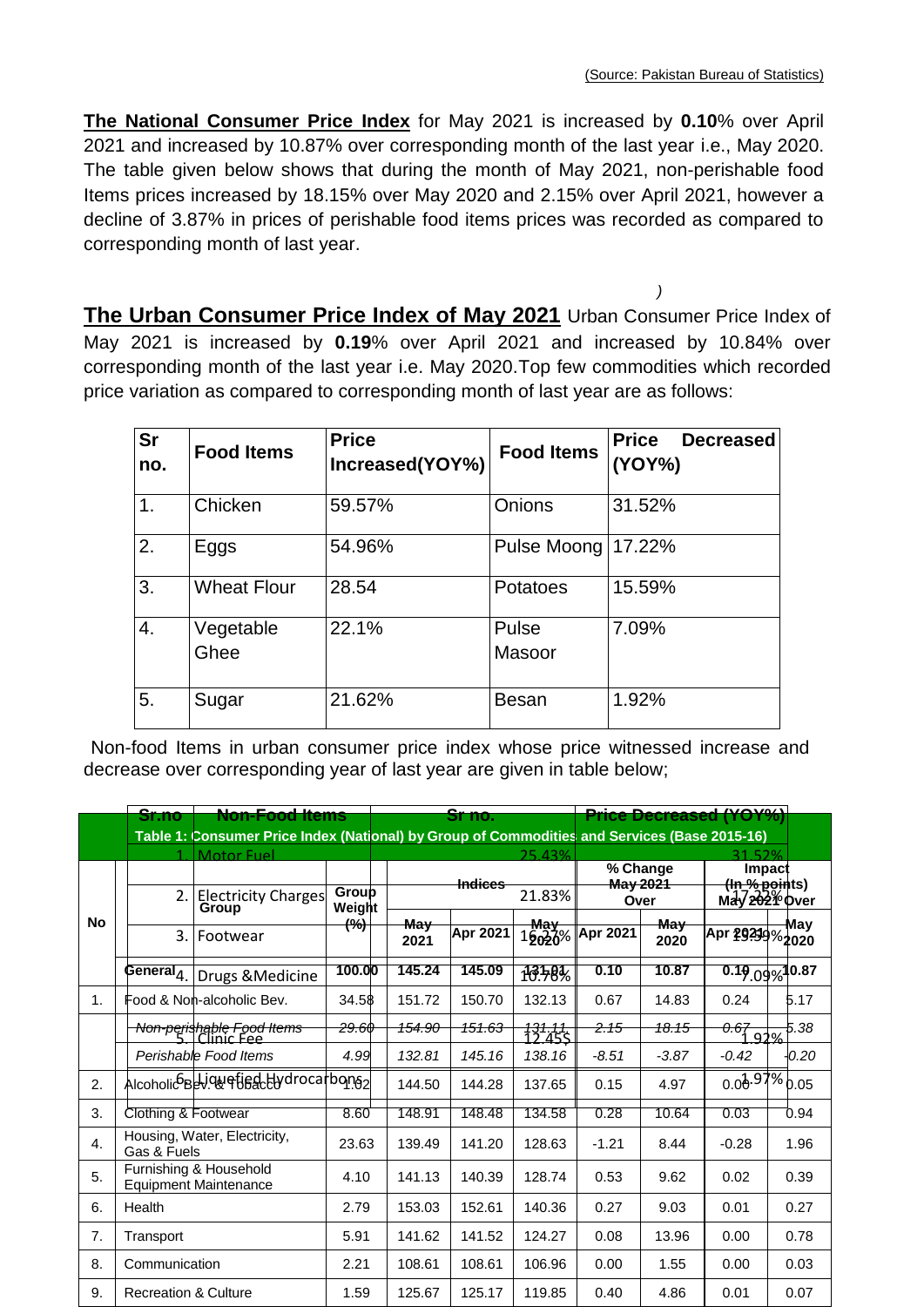(Source: Pakistan Bureau of Statistics)

**The National Consumer Price Index** for May 2021 is increased by **0.10**% over April 2021 and increased by 10.87% over corresponding month of the last year i.e., May 2020. The table given below shows that during the month of May 2021, non-perishable food Items prices increased by 18.15% over May 2020 and 2.15% over April 2021, however a decline of 3.87% in prices of perishable food items prices was recorded as compared to corresponding month of last year.

)

**The Urban Consumer Price Index of May 2021** Urban Consumer Price Index of May 2021 is increased by **0.19**% over April 2021 and increased by 10.84% over corresponding month of the last year i.e. May 2020.Top few commodities which recorded price variation as compared to corresponding month of last year are as follows:

| Sr no. | Food Items | Price Increased(YOY%) | Food Items | Price Decreased (YOY%) |
|---|---|---|---|---|
| 1. | Chicken | 59.57% | Onions | 31.52% |
| 2. | Eggs | 54.96% | Pulse Moong | 17.22% |
| 3. | Wheat Flour | 28.54 | Potatoes | 15.59% |
| 4. | Vegetable Ghee | 22.1% | Pulse Masoor | 7.09% |
| 5. | Sugar | 21.62% | Besan | 1.92% |

Non-food Items in urban consumer price index whose price witnessed increase and decrease over corresponding year of last year are given in table below;

| Sr.no | Non-Food Items | Sr no. | Price Decreased (YOY%) |
|---|---|---|---|
| 1. | Motor Fuel | 25.43% | 31.52% |
| 2. | Electricity Charges | 21.83% | 17.22% |
| 3. | Footwear | 16.27% | 15.59% |
| 4. | Drugs &Medicine | 10.78% | 7.09% |
| 5. | Clinic Fee | 12.45$ | 1.92% |
| 6. | Liquefied Hydrocarbons | | 1.97% |

**Table 1: Consumer Price Index (National) by Group of Commodities and Services (Base 2015-16)**

| No | Group | Group Weight (%) | Indices May 2021 | Indices Apr 2021 | Indices May 2020 | % Change May 2021 Over Apr 2021 | % Change May 2021 Over May 2020 | Impact (In % points) May 2021 Over Apr 2021 | Impact (In % points) May 2021 Over May 2020 |
|---|---|---|---|---|---|---|---|---|---|
| | **General** | **100.00** | **145.24** | **145.09** | **131.01** | **0.10** | **10.87** | **0.10** | **10.87** |
| 1. | Food & Non-alcoholic Bev. | 34.58 | 151.72 | 150.70 | 132.13 | 0.67 | 14.83 | 0.24 | 5.17 |
| | *Non-perishable Food Items* | *29.60* | *154.90* | *151.63* | *131.11* | *2.15* | *18.15* | *0.67* | *5.38* |
| | *Perishable Food Items* | *4.99* | *132.81* | *145.16* | *138.16* | *-8.51* | *-3.87* | *-0.42* | *-0.20* |
| 2. | Alcoholic Bev. & Tobacco | 1.02 | 144.50 | 144.28 | 137.65 | 0.15 | 4.97 | 0.00 | 0.05 |
| 3. | Clothing & Footwear | 8.60 | 148.91 | 148.48 | 134.58 | 0.28 | 10.64 | 0.03 | 0.94 |
| 4. | Housing, Water, Electricity, Gas & Fuels | 23.63 | 139.49 | 141.20 | 128.63 | -1.21 | 8.44 | -0.28 | 1.96 |
| 5. | Furnishing & Household Equipment Maintenance | 4.10 | 141.13 | 140.39 | 128.74 | 0.53 | 9.62 | 0.02 | 0.39 |
| 6. | Health | 2.79 | 153.03 | 152.61 | 140.36 | 0.27 | 9.03 | 0.01 | 0.27 |
| 7. | Transport | 5.91 | 141.62 | 141.52 | 124.27 | 0.08 | 13.96 | 0.00 | 0.78 |
| 8. | Communication | 2.21 | 108.61 | 108.61 | 106.96 | 0.00 | 1.55 | 0.00 | 0.03 |
| 9. | Recreation & Culture | 1.59 | 125.67 | 125.17 | 119.85 | 0.40 | 4.86 | 0.01 | 0.07 |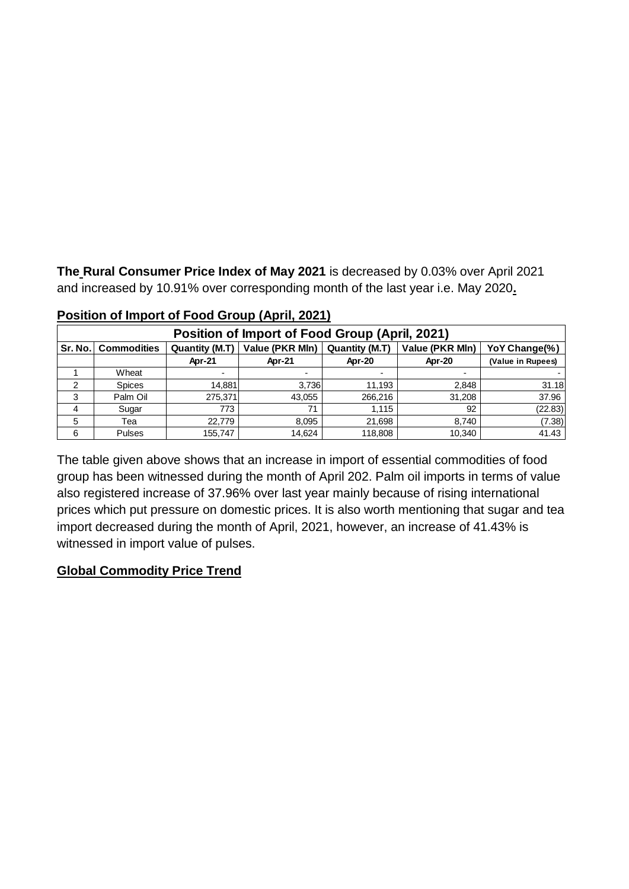**The Rural Consumer Price Index of May 2021** is decreased by 0.03% over April 2021 and increased by 10.91% over corresponding month of the last year i.e. May 2020.

## Position of Import of Food Group (April, 2021)

| Position of Import of Food Group (April, 2021) | | | | | | |
|---|---|---|---|---|---|---|
| **Sr. No.** | **Commodities** | **Quantity (M.T)** | **Value (PKR Mln)** | **Quantity (M.T)** | **Value (PKR Mln)** | **YoY Change(%)** |
| | | **Apr-21** | **Apr-21** | **Apr-20** | **Apr-20** | **(Value in Rupees)** |
| 1 | Wheat | - | - | - | - | - |
| 2 | Spices | 14,881 | 3,736 | 11,193 | 2,848 | 31.18 |
| 3 | Palm Oil | 275,371 | 43,055 | 266,216 | 31,208 | 37.96 |
| 4 | Sugar | 773 | 71 | 1,115 | 92 | (22.83) |
| 5 | Tea | 22,779 | 8,095 | 21,698 | 8,740 | (7.38) |
| 6 | Pulses | 155,747 | 14,624 | 118,808 | 10,340 | 41.43 |

The table given above shows that an increase in import of essential commodities of food group has been witnessed during the month of April 202. Palm oil imports in terms of value also registered increase of 37.96% over last year mainly because of rising international prices which put pressure on domestic prices. It is also worth mentioning that sugar and tea import decreased during the month of April, 2021, however, an increase of 41.43% is witnessed in import value of pulses.

## Global Commodity Price Trend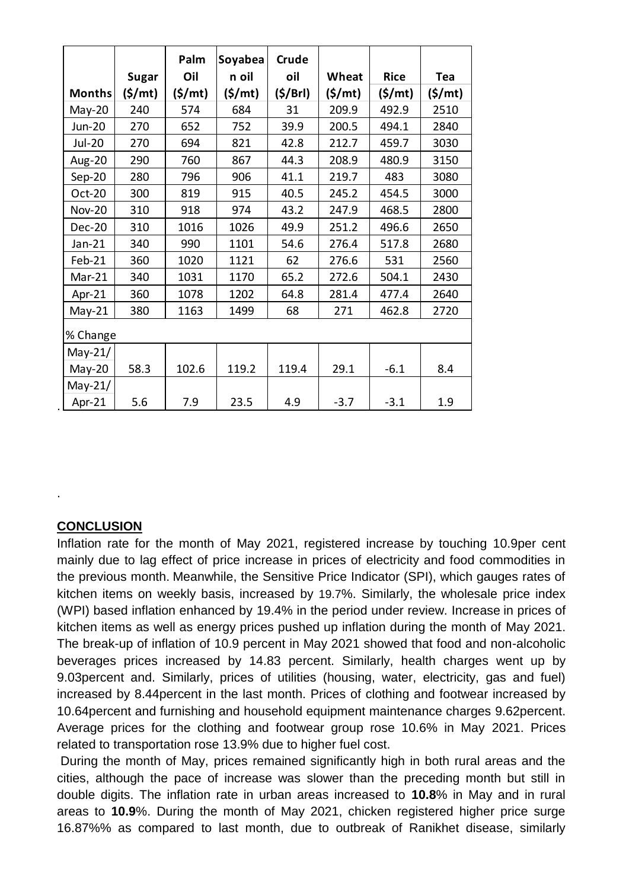| Months | Sugar ($/mt) | Palm Oil ($/mt) | Soyabean oil ($/mt) | Crude oil ($/Brl) | Wheat ($/mt) | Rice ($/mt) | Tea ($/mt) |
|---|---|---|---|---|---|---|---|
| May-20 | 240 | 574 | 684 | 31 | 209.9 | 492.9 | 2510 |
| Jun-20 | 270 | 652 | 752 | 39.9 | 200.5 | 494.1 | 2840 |
| Jul-20 | 270 | 694 | 821 | 42.8 | 212.7 | 459.7 | 3030 |
| Aug-20 | 290 | 760 | 867 | 44.3 | 208.9 | 480.9 | 3150 |
| Sep-20 | 280 | 796 | 906 | 41.1 | 219.7 | 483 | 3080 |
| Oct-20 | 300 | 819 | 915 | 40.5 | 245.2 | 454.5 | 3000 |
| Nov-20 | 310 | 918 | 974 | 43.2 | 247.9 | 468.5 | 2800 |
| Dec-20 | 310 | 1016 | 1026 | 49.9 | 251.2 | 496.6 | 2650 |
| Jan-21 | 340 | 990 | 1101 | 54.6 | 276.4 | 517.8 | 2680 |
| Feb-21 | 360 | 1020 | 1121 | 62 | 276.6 | 531 | 2560 |
| Mar-21 | 340 | 1031 | 1170 | 65.2 | 272.6 | 504.1 | 2430 |
| Apr-21 | 360 | 1078 | 1202 | 64.8 | 281.4 | 477.4 | 2640 |
| May-21 | 380 | 1163 | 1499 | 68 | 271 | 462.8 | 2720 |
| % Change | | | | | | | |
| May-21/ May-20 | 58.3 | 102.6 | 119.2 | 119.4 | 29.1 | -6.1 | 8.4 |
| May-21/ Apr-21 | 5.6 | 7.9 | 23.5 | 4.9 | -3.7 | -3.1 | 1.9 |

## CONCLUSION

Inflation rate for the month of May 2021, registered increase by touching 10.9per cent mainly due to lag effect of price increase in prices of electricity and food commodities in the previous month. Meanwhile, the Sensitive Price Indicator (SPI), which gauges rates of kitchen items on weekly basis, increased by 19.7%. Similarly, the wholesale price index (WPI) based inflation enhanced by 19.4% in the period under review. Increase in prices of kitchen items as well as energy prices pushed up inflation during the month of May 2021. The break-up of inflation of 10.9 percent in May 2021 showed that food and non-alcoholic beverages prices increased by 14.83 percent. Similarly, health charges went up by 9.03percent and. Similarly, prices of utilities (housing, water, electricity, gas and fuel) increased by 8.44percent in the last month. Prices of clothing and footwear increased by 10.64percent and furnishing and household equipment maintenance charges 9.62percent. Average prices for the clothing and footwear group rose 10.6% in May 2021. Prices related to transportation rose 13.9% due to higher fuel cost.

During the month of May, prices remained significantly high in both rural areas and the cities, although the pace of increase was slower than the preceding month but still in double digits. The inflation rate in urban areas increased to **10.8**% in May and in rural areas to **10.9**%. During the month of May 2021, chicken registered higher price surge 16.87%% as compared to last month, due to outbreak of Ranikhet disease, similarly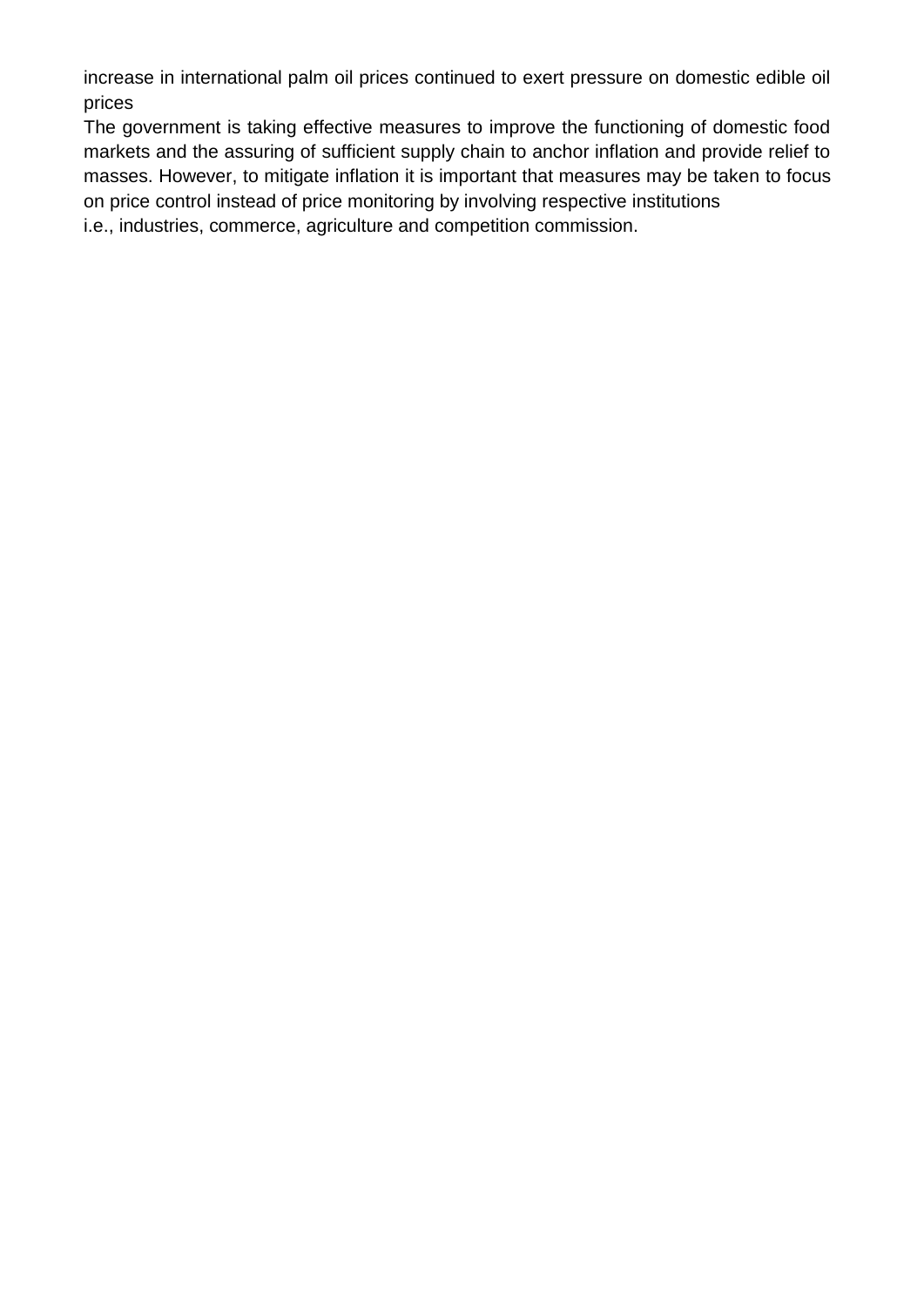increase in international palm oil prices continued to exert pressure on domestic edible oil prices

The government is taking effective measures to improve the functioning of domestic food markets and the assuring of sufficient supply chain to anchor inflation and provide relief to masses. However, to mitigate inflation it is important that measures may be taken to focus on price control instead of price monitoring by involving respective institutions i.e., industries, commerce, agriculture and competition commission.